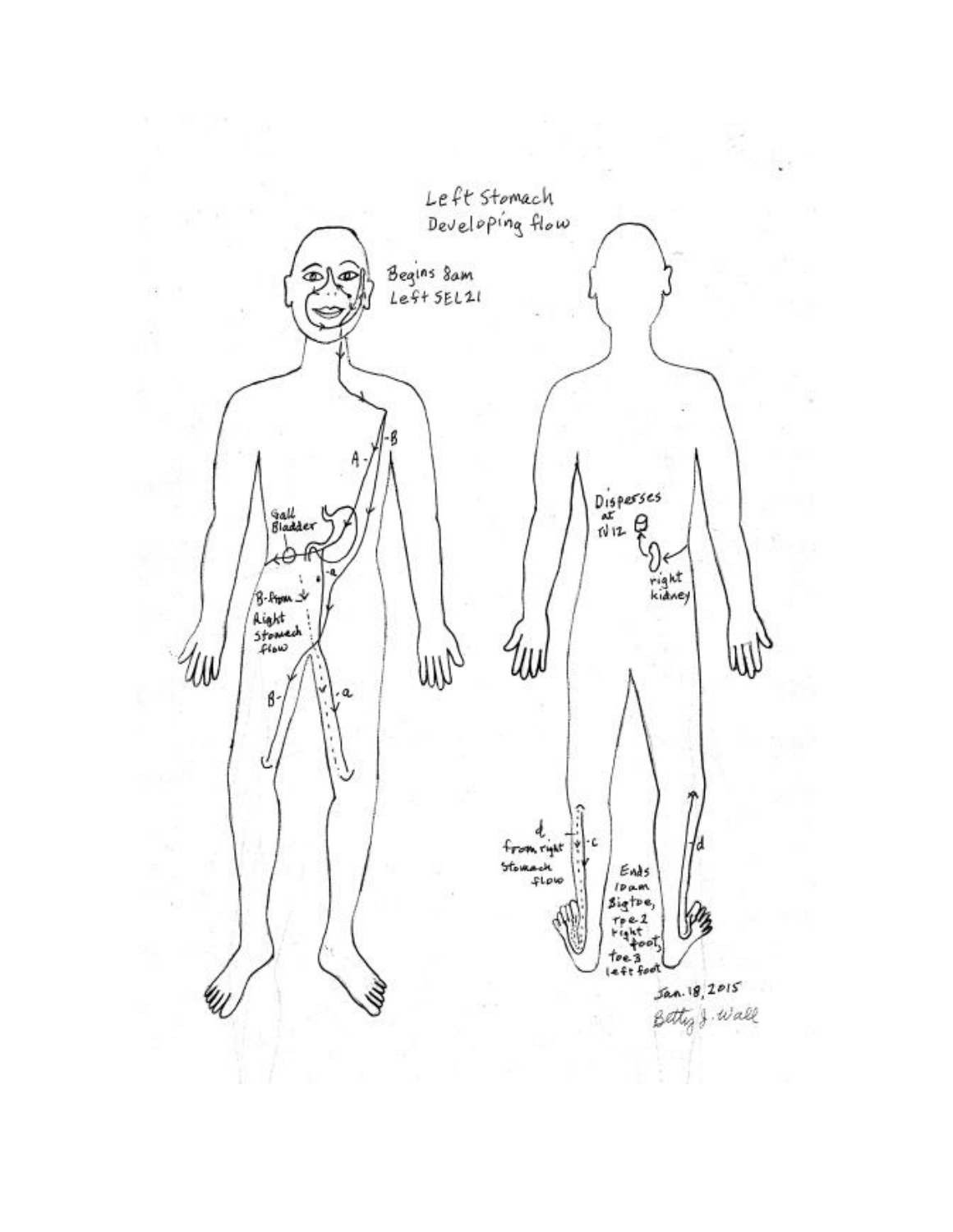# Left Stomach Developing flow

Begins 8am Left SEL21

A
B
Gall Bladder
a
B-from Right Stomach flow
B
a

Disperses at TV12
right kidney

d from right Stomach flow
c
d

Ends 10am Bigtoe, Toe 2 right foot, toe 3 left foot

Jan. 18, 2015
Betty J. Wall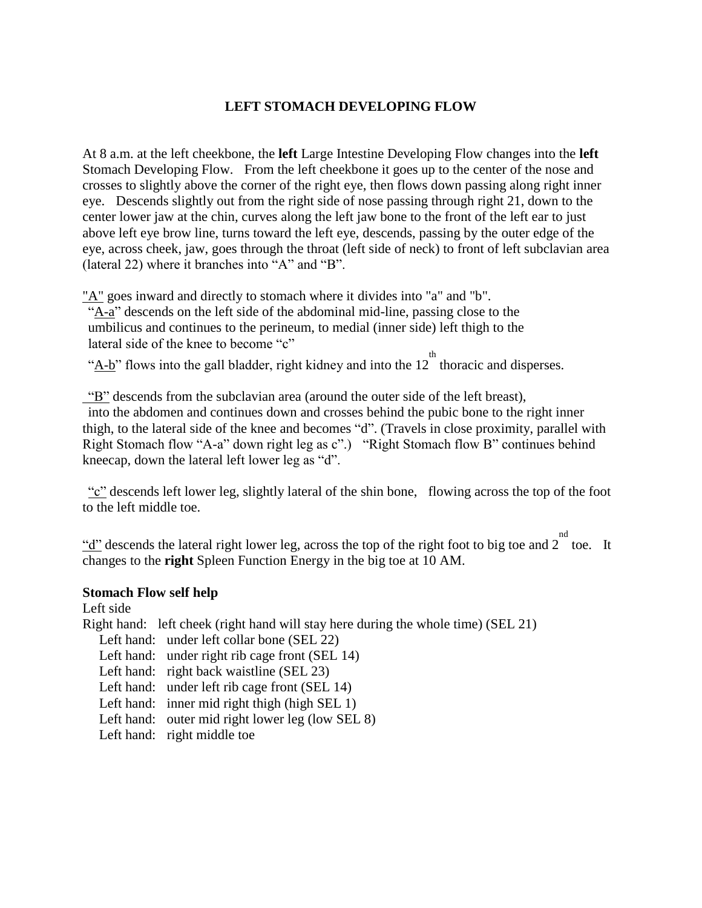## LEFT STOMACH DEVELOPING FLOW

At 8 a.m. at the left cheekbone, the **left** Large Intestine Developing Flow changes into the **left** Stomach Developing Flow. From the left cheekbone it goes up to the center of the nose and crosses to slightly above the corner of the right eye, then flows down passing along right inner eye. Descends slightly out from the right side of nose passing through right 21, down to the center lower jaw at the chin, curves along the left jaw bone to the front of the left ear to just above left eye brow line, turns toward the left eye, descends, passing by the outer edge of the eye, across cheek, jaw, goes through the throat (left side of neck) to front of left subclavian area (lateral 22) where it branches into "A" and "B".

"A" goes inward and directly to stomach where it divides into "a" and "b".
"A-a" descends on the left side of the abdominal mid-line, passing close to the umbilicus and continues to the perineum, to medial (inner side) left thigh to the lateral side of the knee to become "c"

"A-b" flows into the gall bladder, right kidney and into the 12th thoracic and disperses.

"B" descends from the subclavian area (around the outer side of the left breast), into the abdomen and continues down and crosses behind the pubic bone to the right inner thigh, to the lateral side of the knee and becomes "d". (Travels in close proximity, parallel with Right Stomach flow "A-a" down right leg as c".) "Right Stomach flow B" continues behind kneecap, down the lateral left lower leg as "d".

"c" descends left lower leg, slightly lateral of the shin bone, flowing across the top of the foot to the left middle toe.

"d" descends the lateral right lower leg, across the top of the right foot to big toe and 2nd toe. It changes to the **right** Spleen Function Energy in the big toe at 10 AM.

**Stomach Flow self help**

Left side

Right hand: left cheek (right hand will stay here during the whole time) (SEL 21)
- Left hand: under left collar bone (SEL 22)
- Left hand: under right rib cage front (SEL 14)
- Left hand: right back waistline (SEL 23)
- Left hand: under left rib cage front (SEL 14)
- Left hand: inner mid right thigh (high SEL 1)
- Left hand: outer mid right lower leg (low SEL 8)
- Left hand: right middle toe